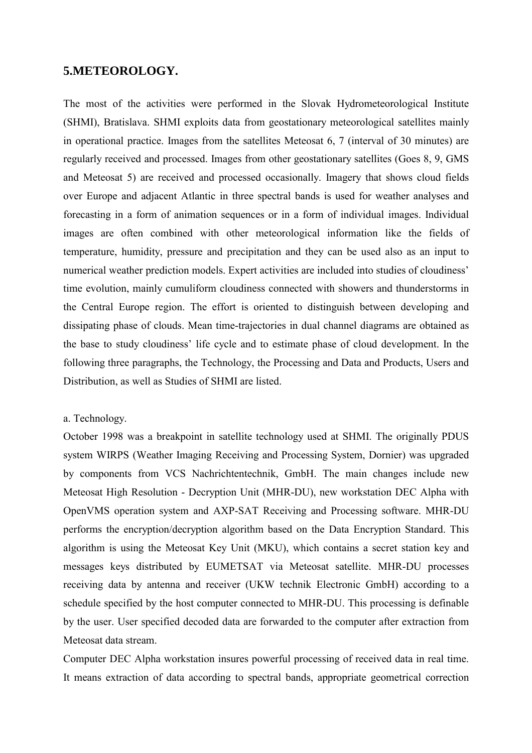## 5.METEOROLOGY.

The most of the activities were performed in the Slovak Hydrometeorological Institute (SHMI), Bratislava. SHMI exploits data from geostationary meteorological satellites mainly in operational practice. Images from the satellites Meteosat 6, 7 (interval of 30 minutes) are regularly received and processed. Images from other geostationary satellites (Goes 8, 9, GMS and Meteosat 5) are received and processed occasionally. Imagery that shows cloud fields over Europe and adjacent Atlantic in three spectral bands is used for weather analyses and forecasting in a form of animation sequences or in a form of individual images. Individual images are often combined with other meteorological information like the fields of temperature, humidity, pressure and precipitation and they can be used also as an input to numerical weather prediction models. Expert activities are included into studies of cloudiness' time evolution, mainly cumuliform cloudiness connected with showers and thunderstorms in the Central Europe region. The effort is oriented to distinguish between developing and dissipating phase of clouds. Mean time-trajectories in dual channel diagrams are obtained as the base to study cloudiness' life cycle and to estimate phase of cloud development. In the following three paragraphs, the Technology, the Processing and Data and Products, Users and Distribution, as well as Studies of SHMI are listed.

a. Technology.

October 1998 was a breakpoint in satellite technology used at SHMI. The originally PDUS system WIRPS (Weather Imaging Receiving and Processing System, Dornier) was upgraded by components from VCS Nachrichtentechnik, GmbH. The main changes include new Meteosat High Resolution - Decryption Unit (MHR-DU), new workstation DEC Alpha with OpenVMS operation system and AXP-SAT Receiving and Processing software. MHR-DU performs the encryption/decryption algorithm based on the Data Encryption Standard. This algorithm is using the Meteosat Key Unit (MKU), which contains a secret station key and messages keys distributed by EUMETSAT via Meteosat satellite. MHR-DU processes receiving data by antenna and receiver (UKW technik Electronic GmbH) according to a schedule specified by the host computer connected to MHR-DU. This processing is definable by the user. User specified decoded data are forwarded to the computer after extraction from Meteosat data stream.

Computer DEC Alpha workstation insures powerful processing of received data in real time. It means extraction of data according to spectral bands, appropriate geometrical correction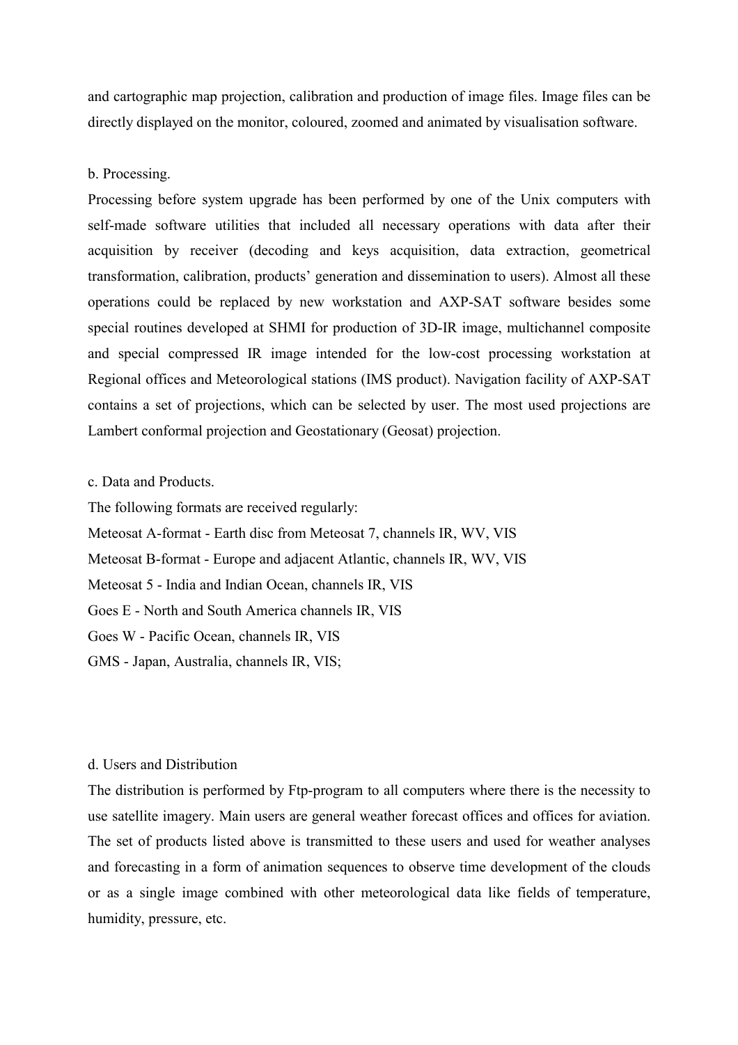and cartographic map projection, calibration and production of image files. Image files can be directly displayed on the monitor, coloured, zoomed and animated by visualisation software.

b. Processing.

Processing before system upgrade has been performed by one of the Unix computers with self-made software utilities that included all necessary operations with data after their acquisition by receiver (decoding and keys acquisition, data extraction, geometrical transformation, calibration, products' generation and dissemination to users). Almost all these operations could be replaced by new workstation and AXP-SAT software besides some special routines developed at SHMI for production of 3D-IR image, multichannel composite and special compressed IR image intended for the low-cost processing workstation at Regional offices and Meteorological stations (IMS product). Navigation facility of AXP-SAT contains a set of projections, which can be selected by user. The most used projections are Lambert conformal projection and Geostationary (Geosat) projection.

c. Data and Products.

The following formats are received regularly:

Meteosat A-format - Earth disc from Meteosat 7, channels IR, WV, VIS
Meteosat B-format - Europe and adjacent Atlantic, channels IR, WV, VIS
Meteosat 5 - India and Indian Ocean, channels IR, VIS
Goes E - North and South America channels IR, VIS
Goes W - Pacific Ocean, channels IR, VIS
GMS - Japan, Australia, channels IR, VIS;

d. Users and Distribution

The distribution is performed by Ftp-program to all computers where there is the necessity to use satellite imagery. Main users are general weather forecast offices and offices for aviation. The set of products listed above is transmitted to these users and used for weather analyses and forecasting in a form of animation sequences to observe time development of the clouds or as a single image combined with other meteorological data like fields of temperature, humidity, pressure, etc.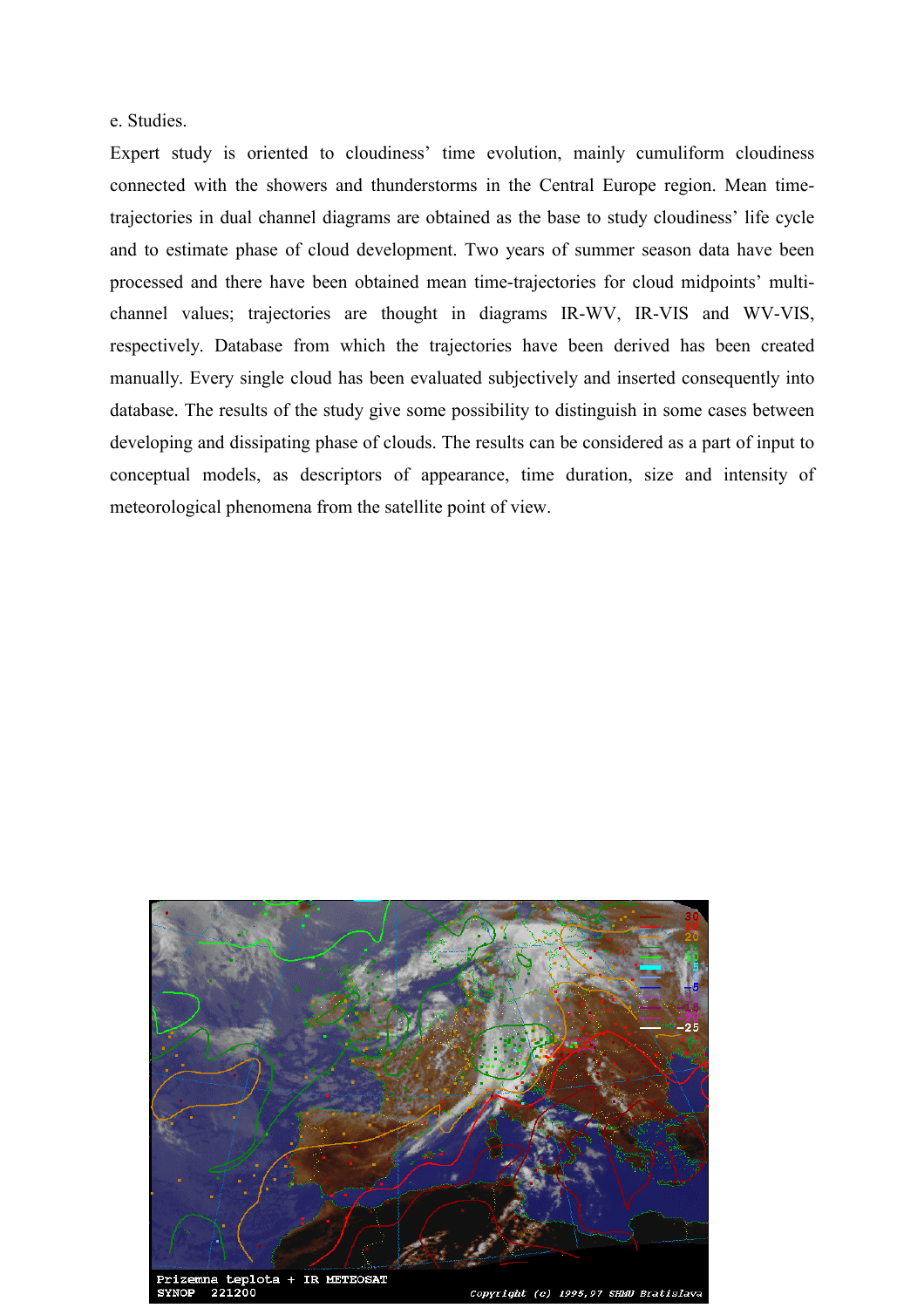e. Studies.

Expert study is oriented to cloudiness' time evolution, mainly cumuliform cloudiness connected with the showers and thunderstorms in the Central Europe region. Mean time-trajectories in dual channel diagrams are obtained as the base to study cloudiness' life cycle and to estimate phase of cloud development. Two years of summer season data have been processed and there have been obtained mean time-trajectories for cloud midpoints' multi-channel values; trajectories are thought in diagrams IR-WV, IR-VIS and WV-VIS, respectively. Database from which the trajectories have been derived has been created manually. Every single cloud has been evaluated subjectively and inserted consequently into database. The results of the study give some possibility to distinguish in some cases between developing and dissipating phase of clouds. The results can be considered as a part of input to conceptual models, as descriptors of appearance, time duration, size and intensity of meteorological phenomena from the satellite point of view.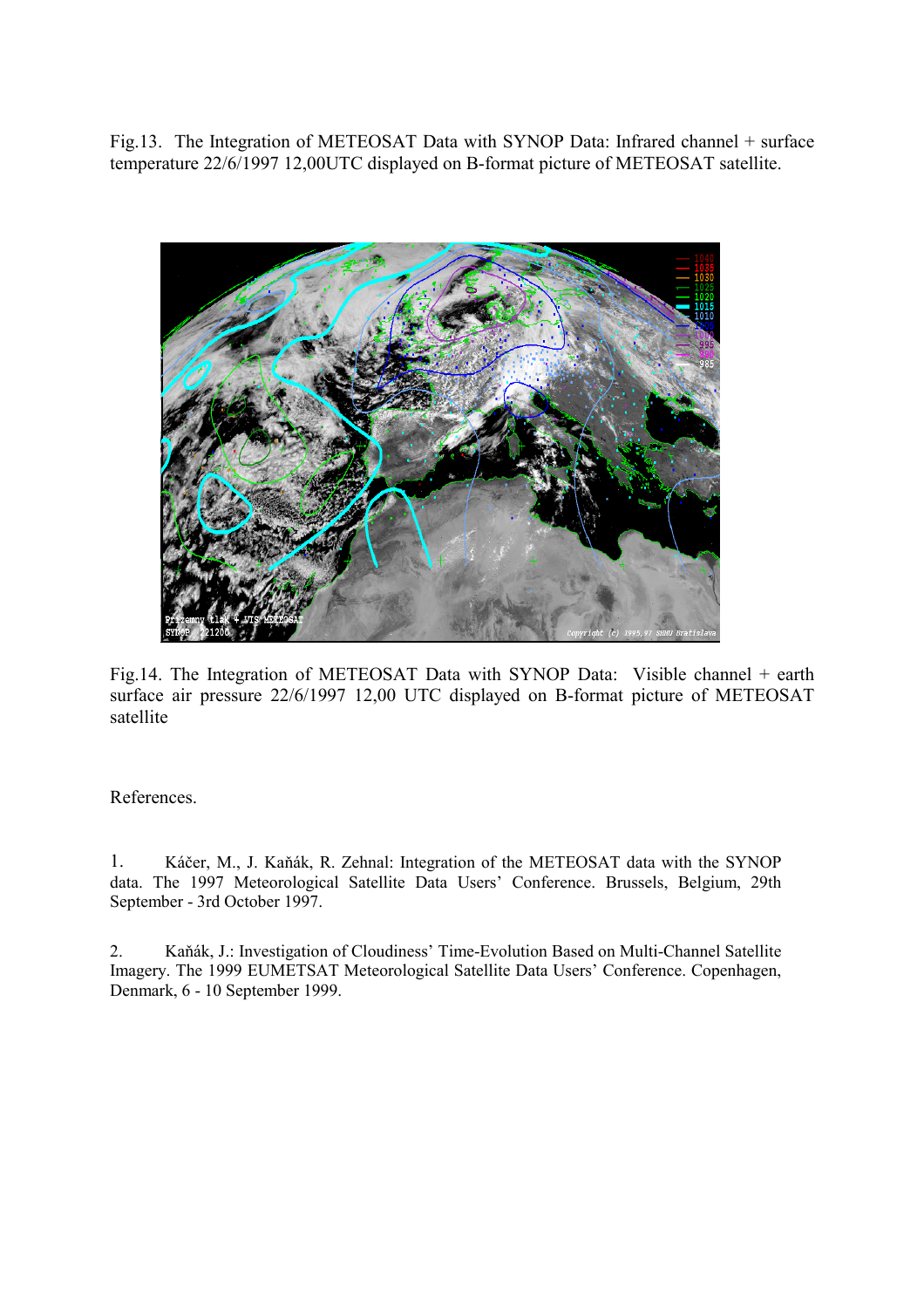Fig.13. The Integration of METEOSAT Data with SYNOP Data: Infrared channel + surface temperature 22/6/1997 12,00UTC displayed on B-format picture of METEOSAT satellite.

Fig.14. The Integration of METEOSAT Data with SYNOP Data: Visible channel + earth surface air pressure 22/6/1997 12,00 UTC displayed on B-format picture of METEOSAT satellite

References.

1. Káčer, M., J. Kaňák, R. Zehnal: Integration of the METEOSAT data with the SYNOP data. The 1997 Meteorological Satellite Data Users' Conference. Brussels, Belgium, 29th September - 3rd October 1997.

2. Kaňák, J.: Investigation of Cloudiness' Time-Evolution Based on Multi-Channel Satellite Imagery. The 1999 EUMETSAT Meteorological Satellite Data Users' Conference. Copenhagen, Denmark, 6 - 10 September 1999.